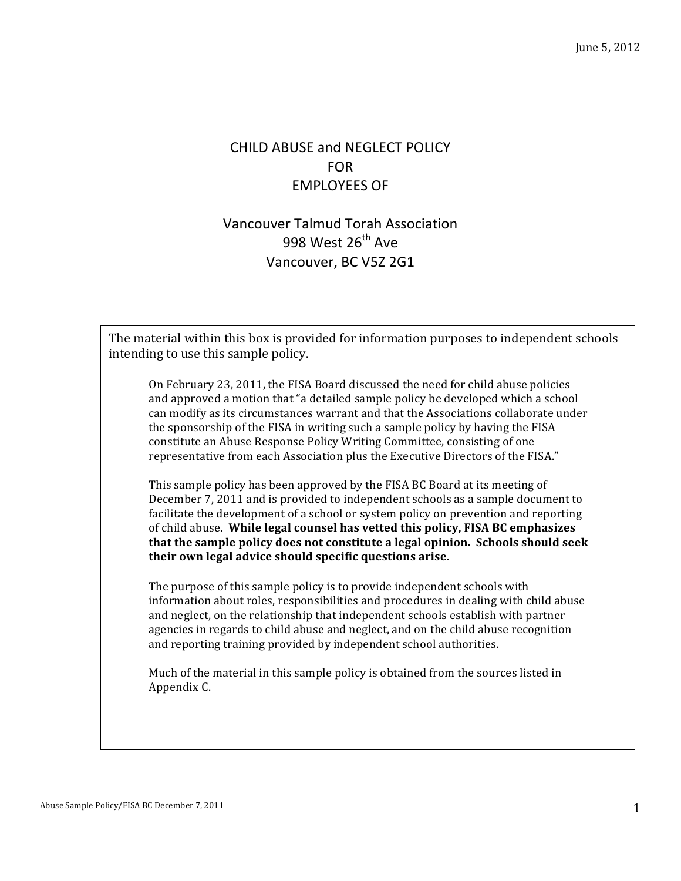June 5, 2012

# CHILD ABUSE and NEGLECT POLICY
# FOR
# EMPLOYEES OF

## Vancouver Talmud Torah Association
## 998 West 26th Ave
## Vancouver, BC V5Z 2G1

The material within this box is provided for information purposes to independent schools intending to use this sample policy.

> On February 23, 2011, the FISA Board discussed the need for child abuse policies and approved a motion that "a detailed sample policy be developed which a school can modify as its circumstances warrant and that the Associations collaborate under the sponsorship of the FISA in writing such a sample policy by having the FISA constitute an Abuse Response Policy Writing Committee, consisting of one representative from each Association plus the Executive Directors of the FISA."
>
> This sample policy has been approved by the FISA BC Board at its meeting of December 7, 2011 and is provided to independent schools as a sample document to facilitate the development of a school or system policy on prevention and reporting of child abuse. **While legal counsel has vetted this policy, FISA BC emphasizes that the sample policy does not constitute a legal opinion. Schools should seek their own legal advice should specific questions arise.**
>
> The purpose of this sample policy is to provide independent schools with information about roles, responsibilities and procedures in dealing with child abuse and neglect, on the relationship that independent schools establish with partner agencies in regards to child abuse and neglect, and on the child abuse recognition and reporting training provided by independent school authorities.
>
> Much of the material in this sample policy is obtained from the sources listed in Appendix C.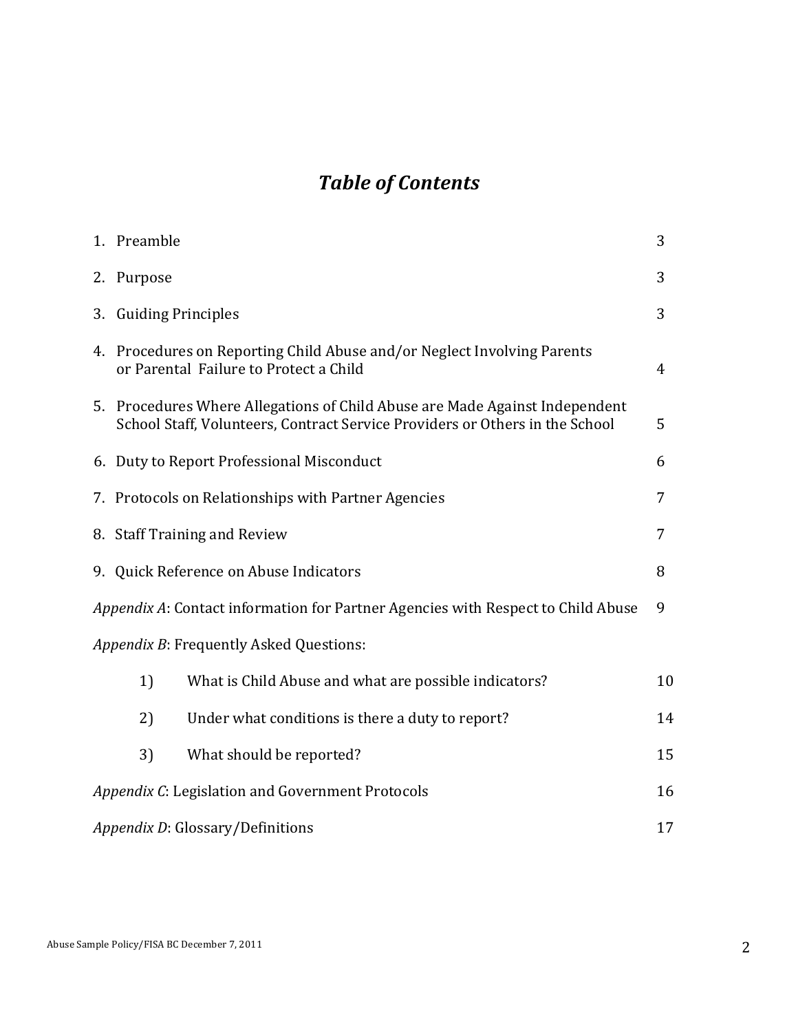# *Table of Contents*

| | |
|---|---|
| 1. Preamble | 3 |
| 2. Purpose | 3 |
| 3. Guiding Principles | 3 |
| 4. Procedures on Reporting Child Abuse and/or Neglect Involving Parents or Parental Failure to Protect a Child | 4 |
| 5. Procedures Where Allegations of Child Abuse are Made Against Independent School Staff, Volunteers, Contract Service Providers or Others in the School | 5 |
| 6. Duty to Report Professional Misconduct | 6 |
| 7. Protocols on Relationships with Partner Agencies | 7 |
| 8. Staff Training and Review | 7 |
| 9. Quick Reference on Abuse Indicators | 8 |
| *Appendix A*: Contact information for Partner Agencies with Respect to Child Abuse | 9 |
| *Appendix B*: Frequently Asked Questions: | |
| 1) What is Child Abuse and what are possible indicators? | 10 |
| 2) Under what conditions is there a duty to report? | 14 |
| 3) What should be reported? | 15 |
| *Appendix C*: Legislation and Government Protocols | 16 |
| *Appendix D*: Glossary/Definitions | 17 |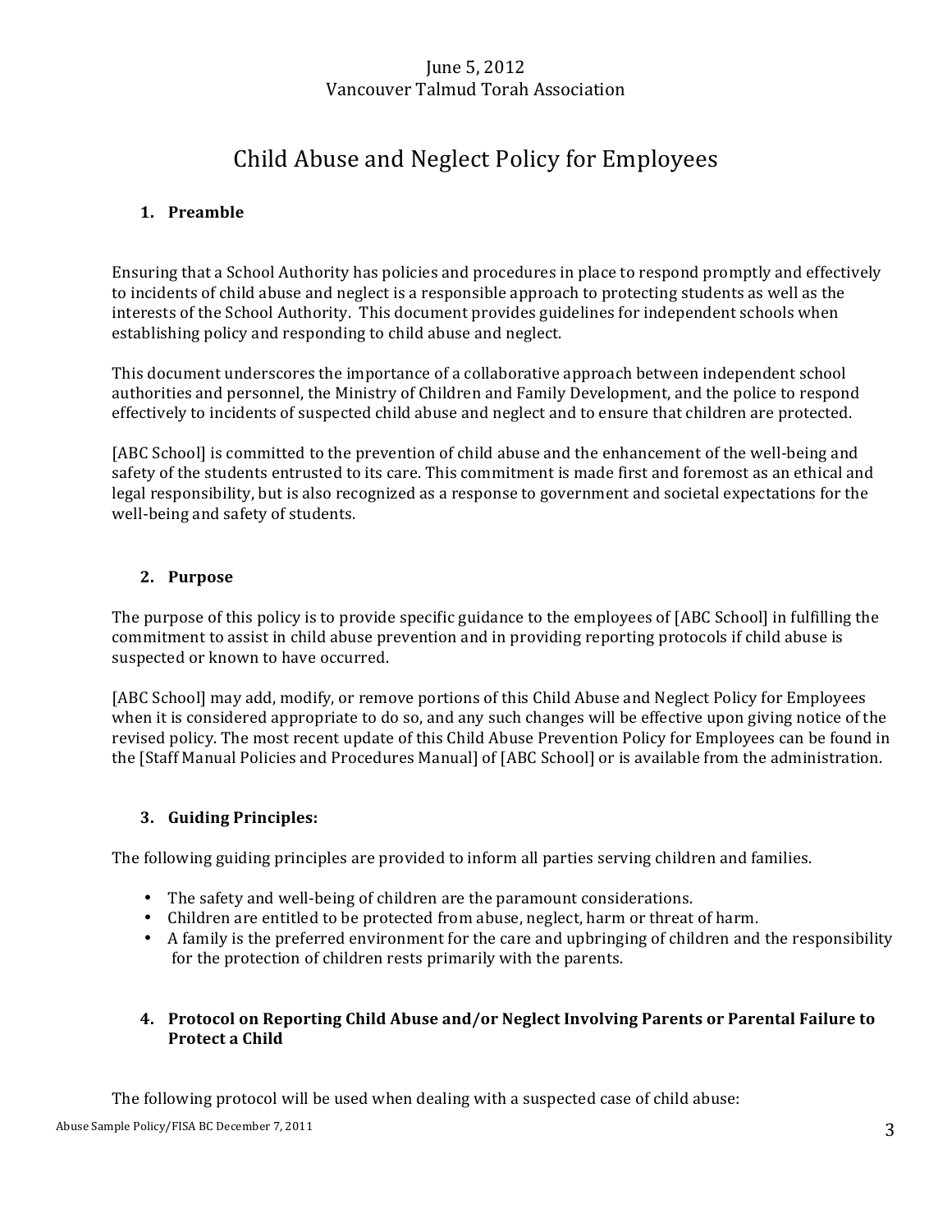June 5, 2012
Vancouver Talmud Torah Association

# Child Abuse and Neglect Policy for Employees

## 1. Preamble

Ensuring that a School Authority has policies and procedures in place to respond promptly and effectively to incidents of child abuse and neglect is a responsible approach to protecting students as well as the interests of the School Authority. This document provides guidelines for independent schools when establishing policy and responding to child abuse and neglect.

This document underscores the importance of a collaborative approach between independent school authorities and personnel, the Ministry of Children and Family Development, and the police to respond effectively to incidents of suspected child abuse and neglect and to ensure that children are protected.

[ABC School] is committed to the prevention of child abuse and the enhancement of the well-being and safety of the students entrusted to its care. This commitment is made first and foremost as an ethical and legal responsibility, but is also recognized as a response to government and societal expectations for the well-being and safety of students.

## 2. Purpose

The purpose of this policy is to provide specific guidance to the employees of [ABC School] in fulfilling the commitment to assist in child abuse prevention and in providing reporting protocols if child abuse is suspected or known to have occurred.

[ABC School] may add, modify, or remove portions of this Child Abuse and Neglect Policy for Employees when it is considered appropriate to do so, and any such changes will be effective upon giving notice of the revised policy. The most recent update of this Child Abuse Prevention Policy for Employees can be found in the [Staff Manual Policies and Procedures Manual] of [ABC School] or is available from the administration.

## 3. Guiding Principles:

The following guiding principles are provided to inform all parties serving children and families.

- The safety and well-being of children are the paramount considerations.
- Children are entitled to be protected from abuse, neglect, harm or threat of harm.
- A family is the preferred environment for the care and upbringing of children and the responsibility for the protection of children rests primarily with the parents.

## 4. Protocol on Reporting Child Abuse and/or Neglect Involving Parents or Parental Failure to Protect a Child

The following protocol will be used when dealing with a suspected case of child abuse: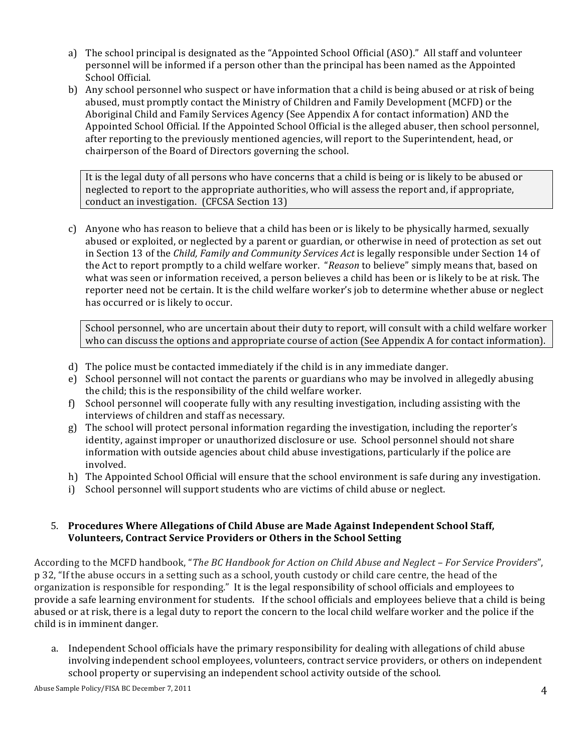a) The school principal is designated as the "Appointed School Official (ASO)." All staff and volunteer personnel will be informed if a person other than the principal has been named as the Appointed School Official.

b) Any school personnel who suspect or have information that a child is being abused or at risk of being abused, must promptly contact the Ministry of Children and Family Development (MCFD) or the Aboriginal Child and Family Services Agency (See Appendix A for contact information) AND the Appointed School Official. If the Appointed School Official is the alleged abuser, then school personnel, after reporting to the previously mentioned agencies, will report to the Superintendent, head, or chairperson of the Board of Directors governing the school.

> It is the legal duty of all persons who have concerns that a child is being or is likely to be abused or neglected to report to the appropriate authorities, who will assess the report and, if appropriate, conduct an investigation. (CFCSA Section 13)

c) Anyone who has reason to believe that a child has been or is likely to be physically harmed, sexually abused or exploited, or neglected by a parent or guardian, or otherwise in need of protection as set out in Section 13 of the *Child, Family and Community Services Act* is legally responsible under Section 14 of the Act to report promptly to a child welfare worker. "*Reason* to believe" simply means that, based on what was seen or information received, a person believes a child has been or is likely to be at risk. The reporter need not be certain. It is the child welfare worker's job to determine whether abuse or neglect has occurred or is likely to occur.

> School personnel, who are uncertain about their duty to report, will consult with a child welfare worker who can discuss the options and appropriate course of action (See Appendix A for contact information).

d) The police must be contacted immediately if the child is in any immediate danger.

e) School personnel will not contact the parents or guardians who may be involved in allegedly abusing the child; this is the responsibility of the child welfare worker.

f) School personnel will cooperate fully with any resulting investigation, including assisting with the interviews of children and staff as necessary.

g) The school will protect personal information regarding the investigation, including the reporter's identity, against improper or unauthorized disclosure or use. School personnel should not share information with outside agencies about child abuse investigations, particularly if the police are involved.

h) The Appointed School Official will ensure that the school environment is safe during any investigation.

i) School personnel will support students who are victims of child abuse or neglect.

## 5. Procedures Where Allegations of Child Abuse are Made Against Independent School Staff, Volunteers, Contract Service Providers or Others in the School Setting

According to the MCFD handbook, "*The BC Handbook for Action on Child Abuse and Neglect – For Service Providers*", p 32, "If the abuse occurs in a setting such as a school, youth custody or child care centre, the head of the organization is responsible for responding." It is the legal responsibility of school officials and employees to provide a safe learning environment for students. If the school officials and employees believe that a child is being abused or at risk, there is a legal duty to report the concern to the local child welfare worker and the police if the child is in imminent danger.

a. Independent School officials have the primary responsibility for dealing with allegations of child abuse involving independent school employees, volunteers, contract service providers, or others on independent school property or supervising an independent school activity outside of the school.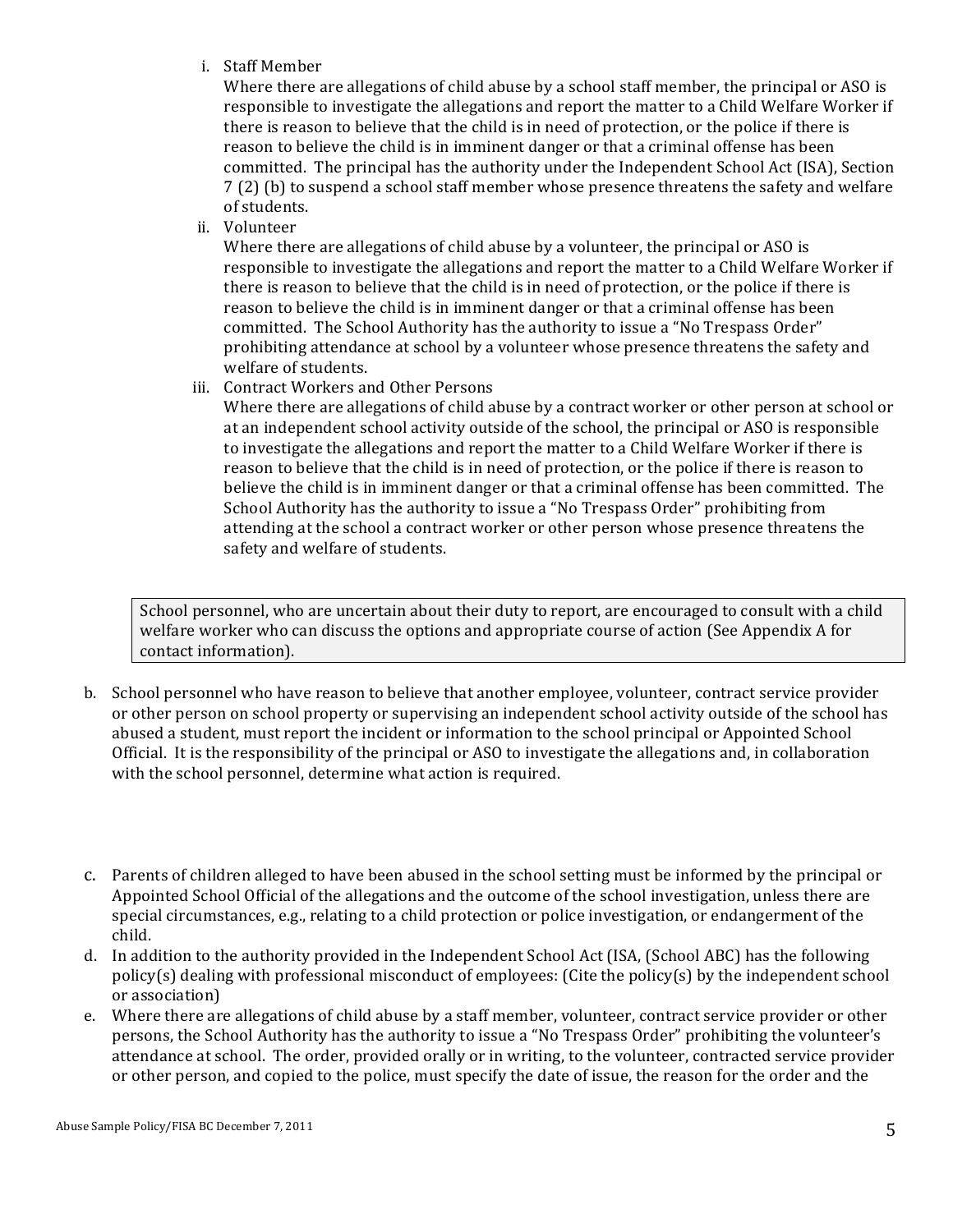i. Staff Member

   Where there are allegations of child abuse by a school staff member, the principal or ASO is responsible to investigate the allegations and report the matter to a Child Welfare Worker if there is reason to believe that the child is in need of protection, or the police if there is reason to believe the child is in imminent danger or that a criminal offense has been committed. The principal has the authority under the Independent School Act (ISA), Section 7 (2) (b) to suspend a school staff member whose presence threatens the safety and welfare of students.

ii. Volunteer

   Where there are allegations of child abuse by a volunteer, the principal or ASO is responsible to investigate the allegations and report the matter to a Child Welfare Worker if there is reason to believe that the child is in need of protection, or the police if there is reason to believe the child is in imminent danger or that a criminal offense has been committed. The School Authority has the authority to issue a "No Trespass Order" prohibiting attendance at school by a volunteer whose presence threatens the safety and welfare of students.

iii. Contract Workers and Other Persons

   Where there are allegations of child abuse by a contract worker or other person at school or at an independent school activity outside of the school, the principal or ASO is responsible to investigate the allegations and report the matter to a Child Welfare Worker if there is reason to believe that the child is in need of protection, or the police if there is reason to believe the child is in imminent danger or that a criminal offense has been committed. The School Authority has the authority to issue a "No Trespass Order" prohibiting from attending at the school a contract worker or other person whose presence threatens the safety and welfare of students.

> School personnel, who are uncertain about their duty to report, are encouraged to consult with a child welfare worker who can discuss the options and appropriate course of action (See Appendix A for contact information).

b. School personnel who have reason to believe that another employee, volunteer, contract service provider or other person on school property or supervising an independent school activity outside of the school has abused a student, must report the incident or information to the school principal or Appointed School Official. It is the responsibility of the principal or ASO to investigate the allegations and, in collaboration with the school personnel, determine what action is required.

c. Parents of children alleged to have been abused in the school setting must be informed by the principal or Appointed School Official of the allegations and the outcome of the school investigation, unless there are special circumstances, e.g., relating to a child protection or police investigation, or endangerment of the child.

d. In addition to the authority provided in the Independent School Act (ISA, (School ABC) has the following policy(s) dealing with professional misconduct of employees: (Cite the policy(s) by the independent school or association)

e. Where there are allegations of child abuse by a staff member, volunteer, contract service provider or other persons, the School Authority has the authority to issue a "No Trespass Order" prohibiting the volunteer's attendance at school. The order, provided orally or in writing, to the volunteer, contracted service provider or other person, and copied to the police, must specify the date of issue, the reason for the order and the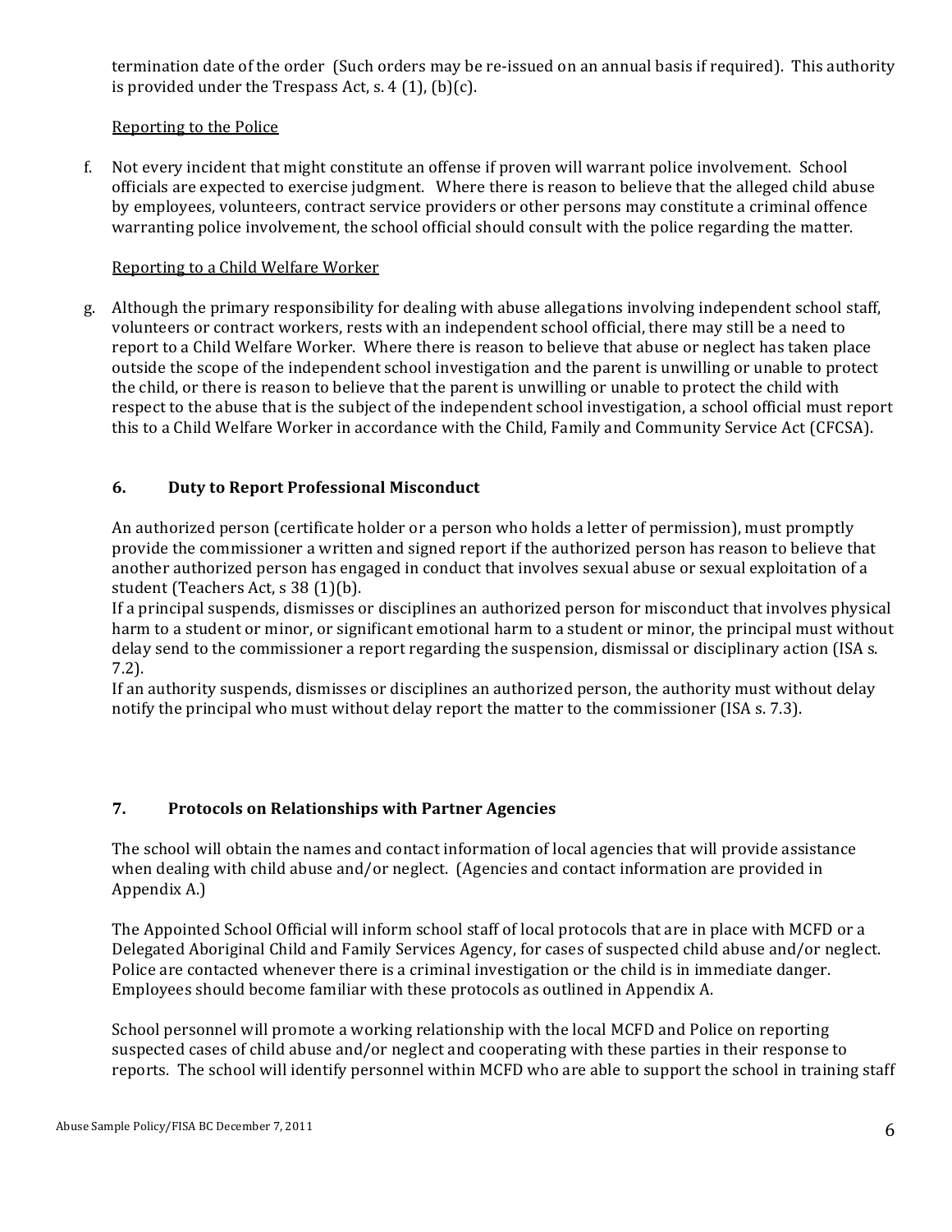termination date of the order (Such orders may be re-issued on an annual basis if required). This authority is provided under the Trespass Act, s. 4 (1), (b)(c).

Reporting to the Police

f. Not every incident that might constitute an offense if proven will warrant police involvement. School officials are expected to exercise judgment. Where there is reason to believe that the alleged child abuse by employees, volunteers, contract service providers or other persons may constitute a criminal offence warranting police involvement, the school official should consult with the police regarding the matter.

Reporting to a Child Welfare Worker

g. Although the primary responsibility for dealing with abuse allegations involving independent school staff, volunteers or contract workers, rests with an independent school official, there may still be a need to report to a Child Welfare Worker. Where there is reason to believe that abuse or neglect has taken place outside the scope of the independent school investigation and the parent is unwilling or unable to protect the child, or there is reason to believe that the parent is unwilling or unable to protect the child with respect to the abuse that is the subject of the independent school investigation, a school official must report this to a Child Welfare Worker in accordance with the Child, Family and Community Service Act (CFCSA).

### 6. Duty to Report Professional Misconduct

An authorized person (certificate holder or a person who holds a letter of permission), must promptly provide the commissioner a written and signed report if the authorized person has reason to believe that another authorized person has engaged in conduct that involves sexual abuse or sexual exploitation of a student (Teachers Act, s 38 (1)(b).

If a principal suspends, dismisses or disciplines an authorized person for misconduct that involves physical harm to a student or minor, or significant emotional harm to a student or minor, the principal must without delay send to the commissioner a report regarding the suspension, dismissal or disciplinary action (ISA s. 7.2).

If an authority suspends, dismisses or disciplines an authorized person, the authority must without delay notify the principal who must without delay report the matter to the commissioner (ISA s. 7.3).

### 7. Protocols on Relationships with Partner Agencies

The school will obtain the names and contact information of local agencies that will provide assistance when dealing with child abuse and/or neglect. (Agencies and contact information are provided in Appendix A.)

The Appointed School Official will inform school staff of local protocols that are in place with MCFD or a Delegated Aboriginal Child and Family Services Agency, for cases of suspected child abuse and/or neglect. Police are contacted whenever there is a criminal investigation or the child is in immediate danger. Employees should become familiar with these protocols as outlined in Appendix A.

School personnel will promote a working relationship with the local MCFD and Police on reporting suspected cases of child abuse and/or neglect and cooperating with these parties in their response to reports. The school will identify personnel within MCFD who are able to support the school in training staff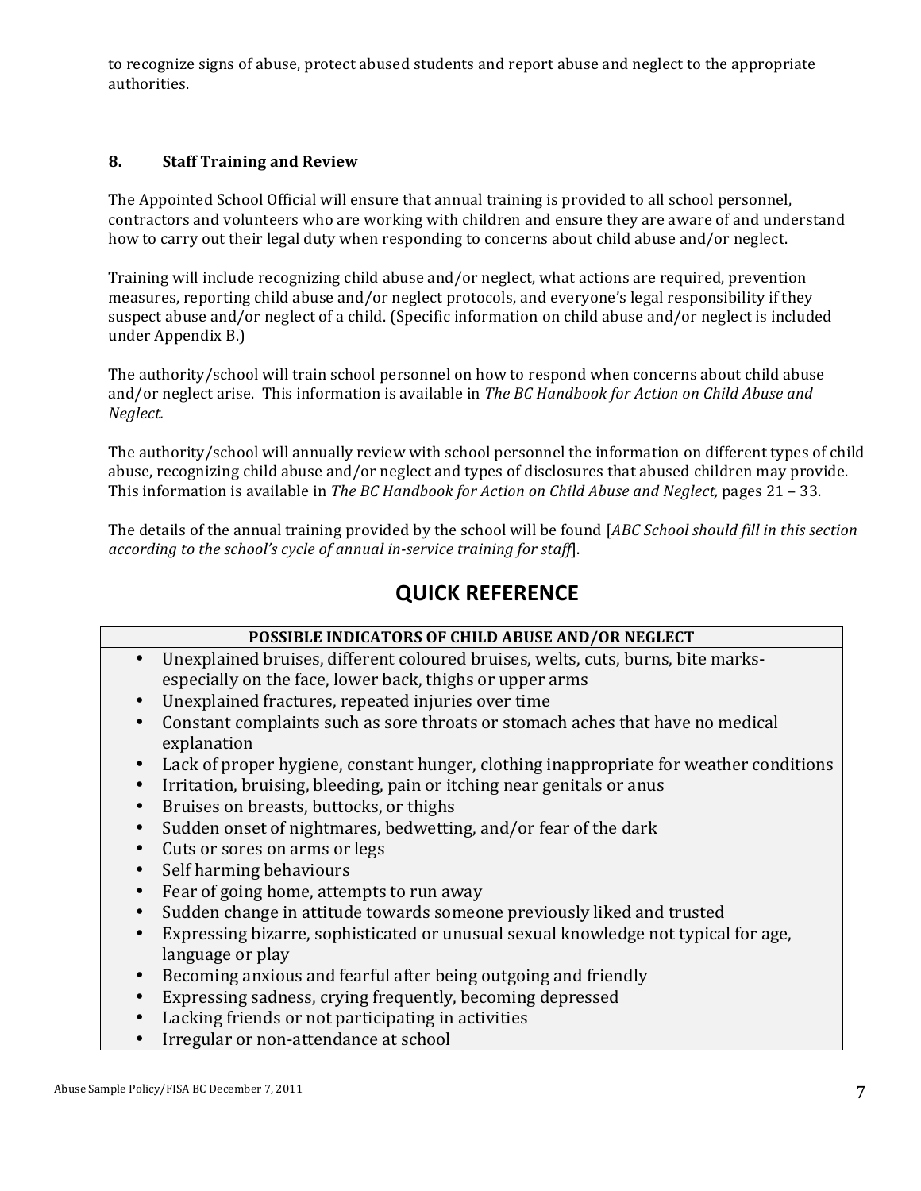to recognize signs of abuse, protect abused students and report abuse and neglect to the appropriate authorities.

## 8. Staff Training and Review

The Appointed School Official will ensure that annual training is provided to all school personnel, contractors and volunteers who are working with children and ensure they are aware of and understand how to carry out their legal duty when responding to concerns about child abuse and/or neglect.

Training will include recognizing child abuse and/or neglect, what actions are required, prevention measures, reporting child abuse and/or neglect protocols, and everyone's legal responsibility if they suspect abuse and/or neglect of a child. (Specific information on child abuse and/or neglect is included under Appendix B.)

The authority/school will train school personnel on how to respond when concerns about child abuse and/or neglect arise. This information is available in *The BC Handbook for Action on Child Abuse and Neglect.*

The authority/school will annually review with school personnel the information on different types of child abuse, recognizing child abuse and/or neglect and types of disclosures that abused children may provide. This information is available in *The BC Handbook for Action on Child Abuse and Neglect,* pages 21 – 33.

The details of the annual training provided by the school will be found [*ABC School should fill in this section according to the school's cycle of annual in-service training for staff*].

# QUICK REFERENCE

| POSSIBLE INDICATORS OF CHILD ABUSE AND/OR NEGLECT |
|---|
| • Unexplained bruises, different coloured bruises, welts, cuts, burns, bite marks- especially on the face, lower back, thighs or upper arms<br>• Unexplained fractures, repeated injuries over time<br>• Constant complaints such as sore throats or stomach aches that have no medical explanation<br>• Lack of proper hygiene, constant hunger, clothing inappropriate for weather conditions<br>• Irritation, bruising, bleeding, pain or itching near genitals or anus<br>• Bruises on breasts, buttocks, or thighs<br>• Sudden onset of nightmares, bedwetting, and/or fear of the dark<br>• Cuts or sores on arms or legs<br>• Self harming behaviours<br>• Fear of going home, attempts to run away<br>• Sudden change in attitude towards someone previously liked and trusted<br>• Expressing bizarre, sophisticated or unusual sexual knowledge not typical for age, language or play<br>• Becoming anxious and fearful after being outgoing and friendly<br>• Expressing sadness, crying frequently, becoming depressed<br>• Lacking friends or not participating in activities<br>• Irregular or non-attendance at school |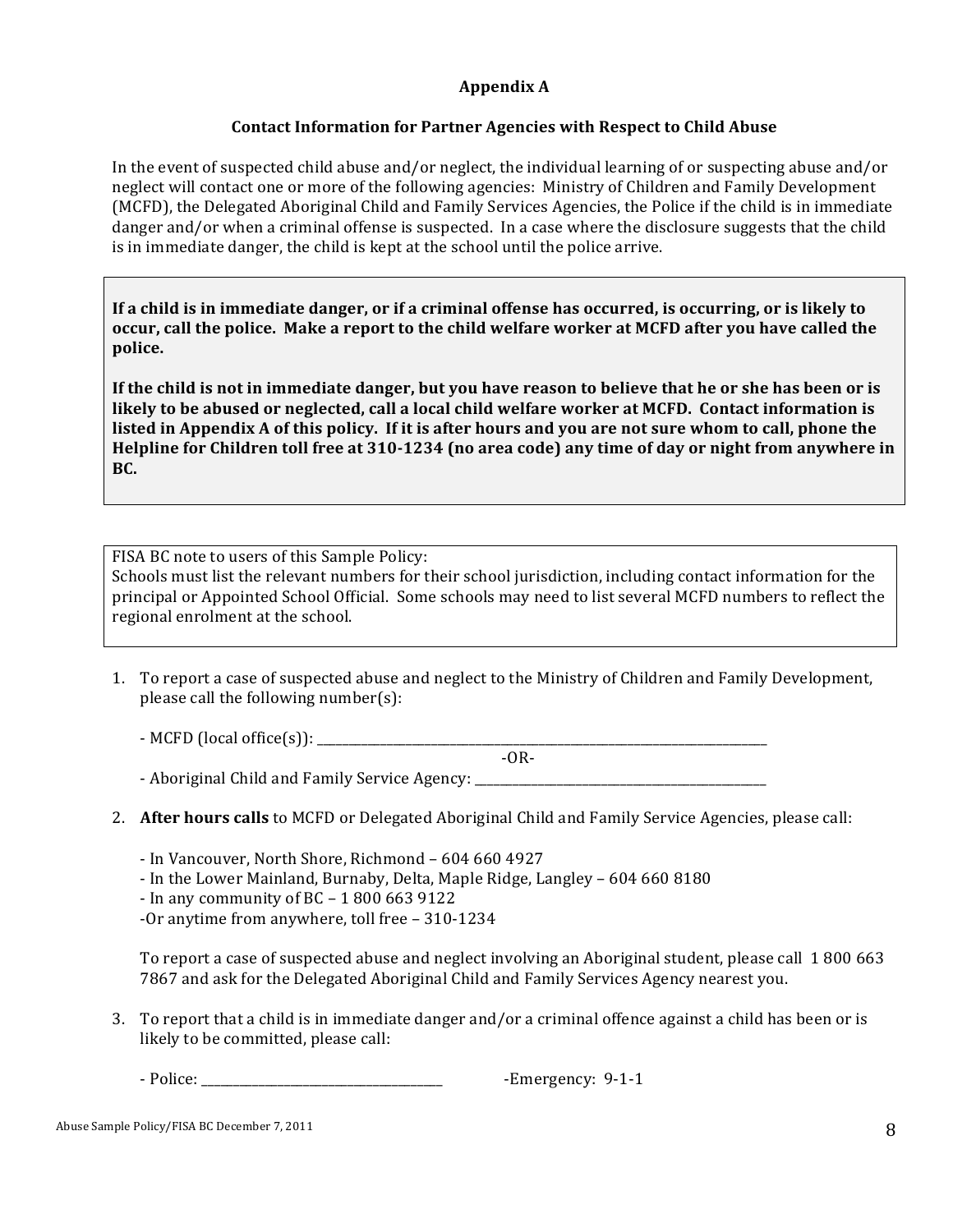## Appendix A

### Contact Information for Partner Agencies with Respect to Child Abuse

In the event of suspected child abuse and/or neglect, the individual learning of or suspecting abuse and/or neglect will contact one or more of the following agencies: Ministry of Children and Family Development (MCFD), the Delegated Aboriginal Child and Family Services Agencies, the Police if the child is in immediate danger and/or when a criminal offense is suspected. In a case where the disclosure suggests that the child is in immediate danger, the child is kept at the school until the police arrive.

**If a child is in immediate danger, or if a criminal offense has occurred, is occurring, or is likely to occur, call the police. Make a report to the child welfare worker at MCFD after you have called the police.**

**If the child is not in immediate danger, but you have reason to believe that he or she has been or is likely to be abused or neglected, call a local child welfare worker at MCFD. Contact information is listed in Appendix A of this policy. If it is after hours and you are not sure whom to call, phone the Helpline for Children toll free at 310-1234 (no area code) any time of day or night from anywhere in BC.**

FISA BC note to users of this Sample Policy:
Schools must list the relevant numbers for their school jurisdiction, including contact information for the principal or Appointed School Official. Some schools may need to list several MCFD numbers to reflect the regional enrolment at the school.

1. To report a case of suspected abuse and neglect to the Ministry of Children and Family Development, please call the following number(s):

   - MCFD (local office(s)): ____________________

     -OR-

   - Aboriginal Child and Family Service Agency: ____________________

2. **After hours calls** to MCFD or Delegated Aboriginal Child and Family Service Agencies, please call:

   - In Vancouver, North Shore, Richmond – 604 660 4927
   - In the Lower Mainland, Burnaby, Delta, Maple Ridge, Langley – 604 660 8180
   - In any community of BC – 1 800 663 9122
   - Or anytime from anywhere, toll free – 310-1234

   To report a case of suspected abuse and neglect involving an Aboriginal student, please call 1 800 663 7867 and ask for the Delegated Aboriginal Child and Family Services Agency nearest you.

3. To report that a child is in immediate danger and/or a criminal offence against a child has been or is likely to be committed, please call:

   - Police: ____________________ -Emergency: 9-1-1

Abuse Sample Policy/FISA BC December 7, 2011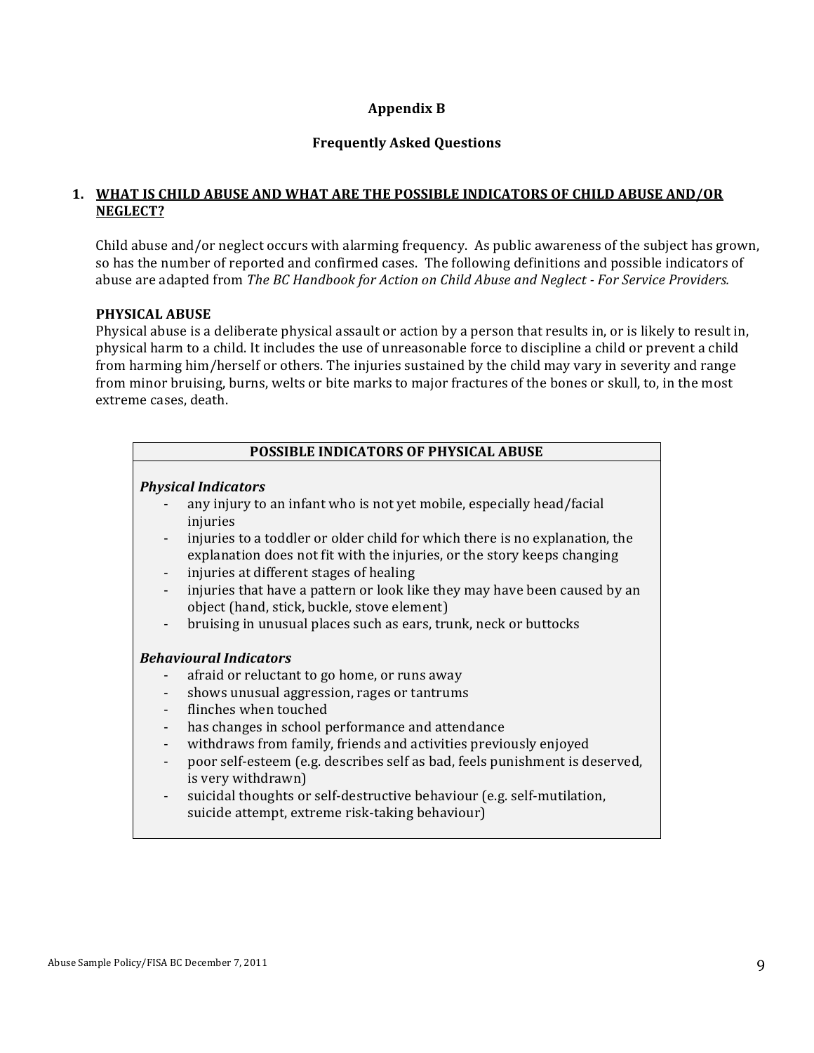## Appendix B

### Frequently Asked Questions

**1. <u>WHAT IS CHILD ABUSE AND WHAT ARE THE POSSIBLE INDICATORS OF CHILD ABUSE AND/OR NEGLECT?</u>**

Child abuse and/or neglect occurs with alarming frequency. As public awareness of the subject has grown, so has the number of reported and confirmed cases. The following definitions and possible indicators of abuse are adapted from *The BC Handbook for Action on Child Abuse and Neglect - For Service Providers.*

**PHYSICAL ABUSE**

Physical abuse is a deliberate physical assault or action by a person that results in, or is likely to result in, physical harm to a child. It includes the use of unreasonable force to discipline a child or prevent a child from harming him/herself or others. The injuries sustained by the child may vary in severity and range from minor bruising, burns, welts or bite marks to major fractures of the bones or skull, to, in the most extreme cases, death.

**POSSIBLE INDICATORS OF PHYSICAL ABUSE**

***Physical Indicators***

- any injury to an infant who is not yet mobile, especially head/facial injuries
- injuries to a toddler or older child for which there is no explanation, the explanation does not fit with the injuries, or the story keeps changing
- injuries at different stages of healing
- injuries that have a pattern or look like they may have been caused by an object (hand, stick, buckle, stove element)
- bruising in unusual places such as ears, trunk, neck or buttocks

***Behavioural Indicators***

- afraid or reluctant to go home, or runs away
- shows unusual aggression, rages or tantrums
- flinches when touched
- has changes in school performance and attendance
- withdraws from family, friends and activities previously enjoyed
- poor self-esteem (e.g. describes self as bad, feels punishment is deserved, is very withdrawn)
- suicidal thoughts or self-destructive behaviour (e.g. self-mutilation, suicide attempt, extreme risk-taking behaviour)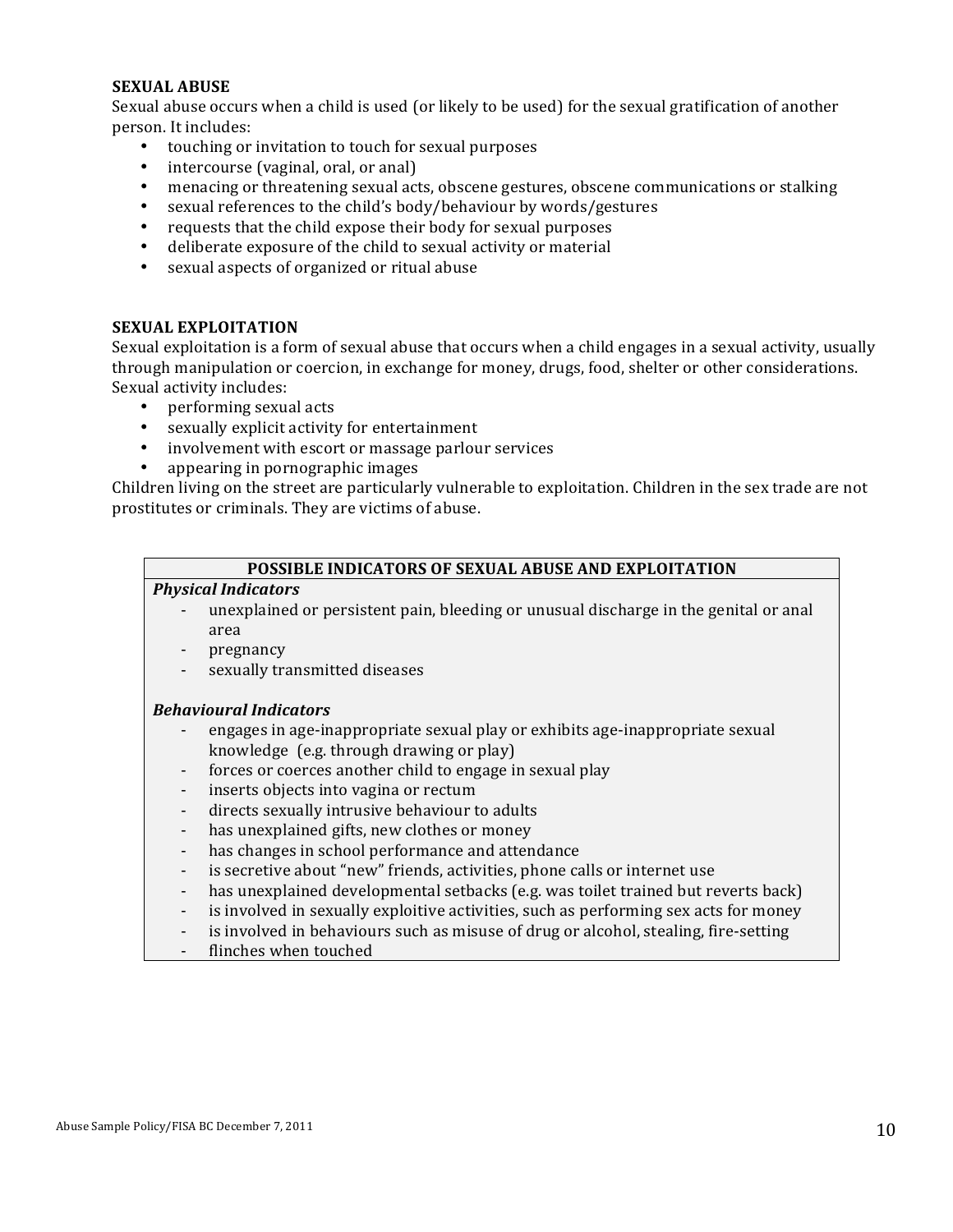**SEXUAL ABUSE**

Sexual abuse occurs when a child is used (or likely to be used) for the sexual gratification of another person. It includes:

- touching or invitation to touch for sexual purposes
- intercourse (vaginal, oral, or anal)
- menacing or threatening sexual acts, obscene gestures, obscene communications or stalking
- sexual references to the child's body/behaviour by words/gestures
- requests that the child expose their body for sexual purposes
- deliberate exposure of the child to sexual activity or material
- sexual aspects of organized or ritual abuse

**SEXUAL EXPLOITATION**

Sexual exploitation is a form of sexual abuse that occurs when a child engages in a sexual activity, usually through manipulation or coercion, in exchange for money, drugs, food, shelter or other considerations. Sexual activity includes:

- performing sexual acts
- sexually explicit activity for entertainment
- involvement with escort or massage parlour services
- appearing in pornographic images

Children living on the street are particularly vulnerable to exploitation. Children in the sex trade are not prostitutes or criminals. They are victims of abuse.

| POSSIBLE INDICATORS OF SEXUAL ABUSE AND EXPLOITATION |
|---|
| ***Physical Indicators***<br>- unexplained or persistent pain, bleeding or unusual discharge in the genital or anal area<br>- pregnancy<br>- sexually transmitted diseases<br><br>***Behavioural Indicators***<br>- engages in age-inappropriate sexual play or exhibits age-inappropriate sexual knowledge (e.g. through drawing or play)<br>- forces or coerces another child to engage in sexual play<br>- inserts objects into vagina or rectum<br>- directs sexually intrusive behaviour to adults<br>- has unexplained gifts, new clothes or money<br>- has changes in school performance and attendance<br>- is secretive about "new" friends, activities, phone calls or internet use<br>- has unexplained developmental setbacks (e.g. was toilet trained but reverts back)<br>- is involved in sexually exploitive activities, such as performing sex acts for money<br>- is involved in behaviours such as misuse of drug or alcohol, stealing, fire-setting<br>- flinches when touched |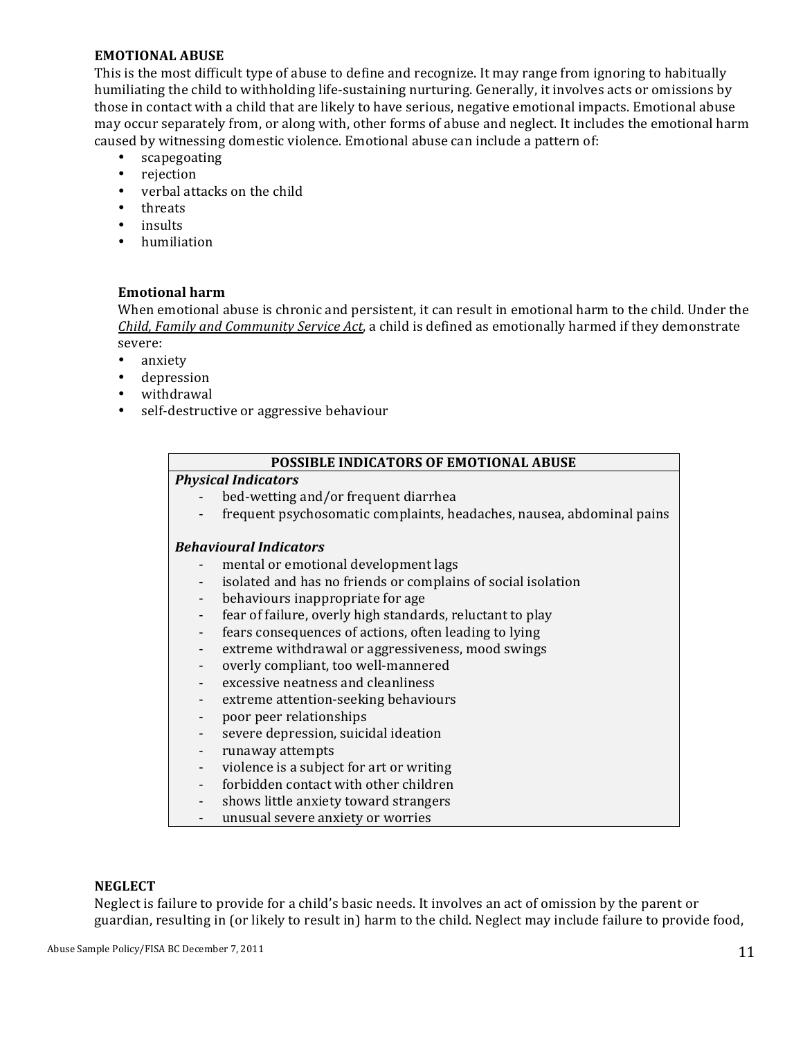**EMOTIONAL ABUSE**

This is the most difficult type of abuse to define and recognize. It may range from ignoring to habitually humiliating the child to withholding life-sustaining nurturing. Generally, it involves acts or omissions by those in contact with a child that are likely to have serious, negative emotional impacts. Emotional abuse may occur separately from, or along with, other forms of abuse and neglect. It includes the emotional harm caused by witnessing domestic violence. Emotional abuse can include a pattern of:

- scapegoating
- rejection
- verbal attacks on the child
- threats
- insults
- humiliation

**Emotional harm**

When emotional abuse is chronic and persistent, it can result in emotional harm to the child. Under the *Child, Family and Community Service Act*, a child is defined as emotionally harmed if they demonstrate severe:

- anxiety
- depression
- withdrawal
- self-destructive or aggressive behaviour

| POSSIBLE INDICATORS OF EMOTIONAL ABUSE |
|---|
| ***Physical Indicators*** |
| - bed-wetting and/or frequent diarrhea |
| - frequent psychosomatic complaints, headaches, nausea, abdominal pains |
| ***Behavioural Indicators*** |
| - mental or emotional development lags |
| - isolated and has no friends or complains of social isolation |
| - behaviours inappropriate for age |
| - fear of failure, overly high standards, reluctant to play |
| - fears consequences of actions, often leading to lying |
| - extreme withdrawal or aggressiveness, mood swings |
| - overly compliant, too well-mannered |
| - excessive neatness and cleanliness |
| - extreme attention-seeking behaviours |
| - poor peer relationships |
| - severe depression, suicidal ideation |
| - runaway attempts |
| - violence is a subject for art or writing |
| - forbidden contact with other children |
| - shows little anxiety toward strangers |
| - unusual severe anxiety or worries |

**NEGLECT**

Neglect is failure to provide for a child's basic needs. It involves an act of omission by the parent or guardian, resulting in (or likely to result in) harm to the child. Neglect may include failure to provide food,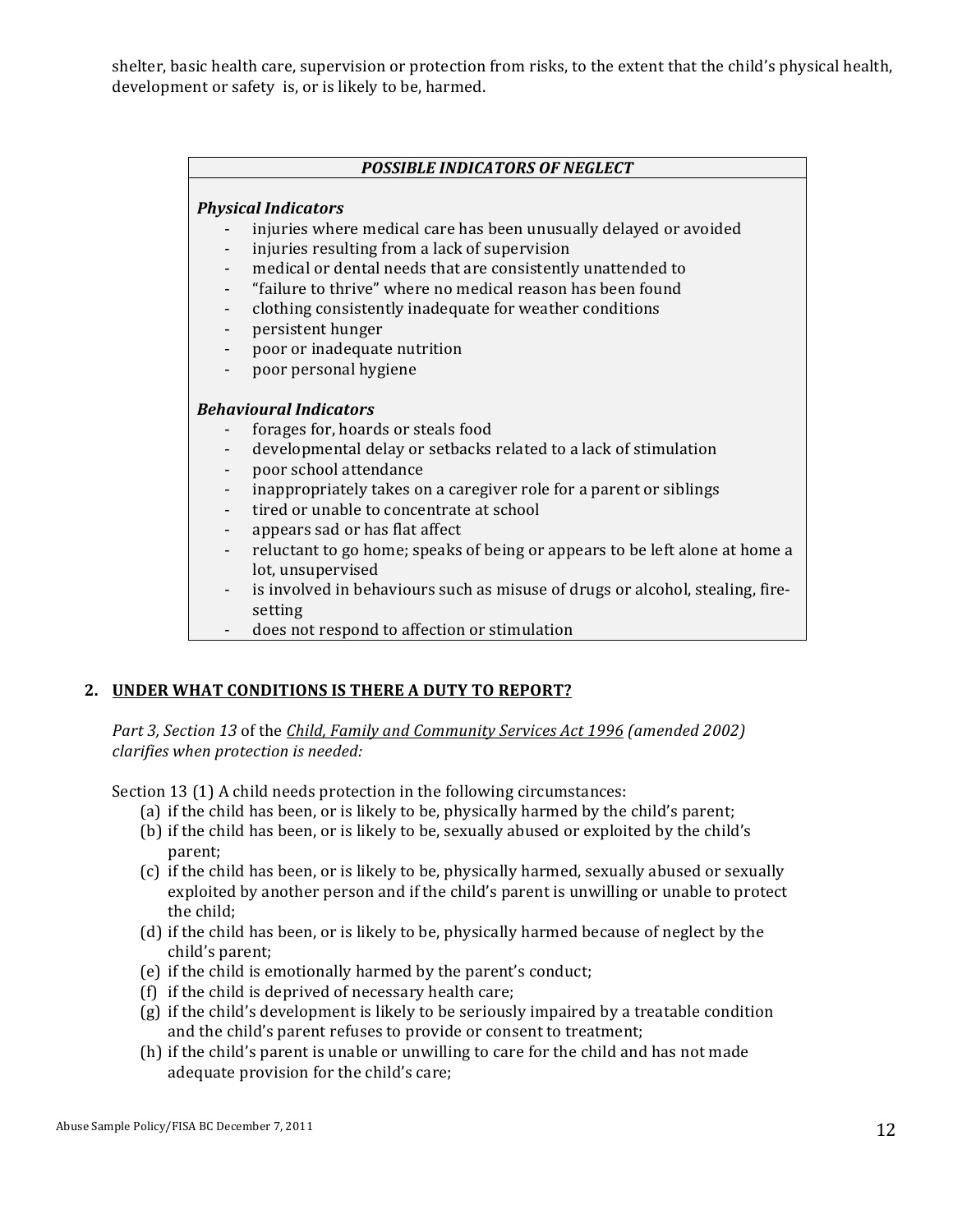shelter, basic health care, supervision or protection from risks, to the extent that the child's physical health, development or safety is, or is likely to be, harmed.

***POSSIBLE INDICATORS OF NEGLECT***

***Physical Indicators***

- injuries where medical care has been unusually delayed or avoided
- injuries resulting from a lack of supervision
- medical or dental needs that are consistently unattended to
- "failure to thrive" where no medical reason has been found
- clothing consistently inadequate for weather conditions
- persistent hunger
- poor or inadequate nutrition
- poor personal hygiene

***Behavioural Indicators***

- forages for, hoards or steals food
- developmental delay or setbacks related to a lack of stimulation
- poor school attendance
- inappropriately takes on a caregiver role for a parent or siblings
- tired or unable to concentrate at school
- appears sad or has flat affect
- reluctant to go home; speaks of being or appears to be left alone at home a lot, unsupervised
- is involved in behaviours such as misuse of drugs or alcohol, stealing, fire-setting
- does not respond to affection or stimulation

## 2. UNDER WHAT CONDITIONS IS THERE A DUTY TO REPORT?

*Part 3, Section 13* of the *Child, Family and Community Services Act 1996 (amended 2002) clarifies when protection is needed:*

Section 13 (1) A child needs protection in the following circumstances:

(a) if the child has been, or is likely to be, physically harmed by the child's parent;
(b) if the child has been, or is likely to be, sexually abused or exploited by the child's parent;
(c) if the child has been, or is likely to be, physically harmed, sexually abused or sexually exploited by another person and if the child's parent is unwilling or unable to protect the child;
(d) if the child has been, or is likely to be, physically harmed because of neglect by the child's parent;
(e) if the child is emotionally harmed by the parent's conduct;
(f) if the child is deprived of necessary health care;
(g) if the child's development is likely to be seriously impaired by a treatable condition and the child's parent refuses to provide or consent to treatment;
(h) if the child's parent is unable or unwilling to care for the child and has not made adequate provision for the child's care;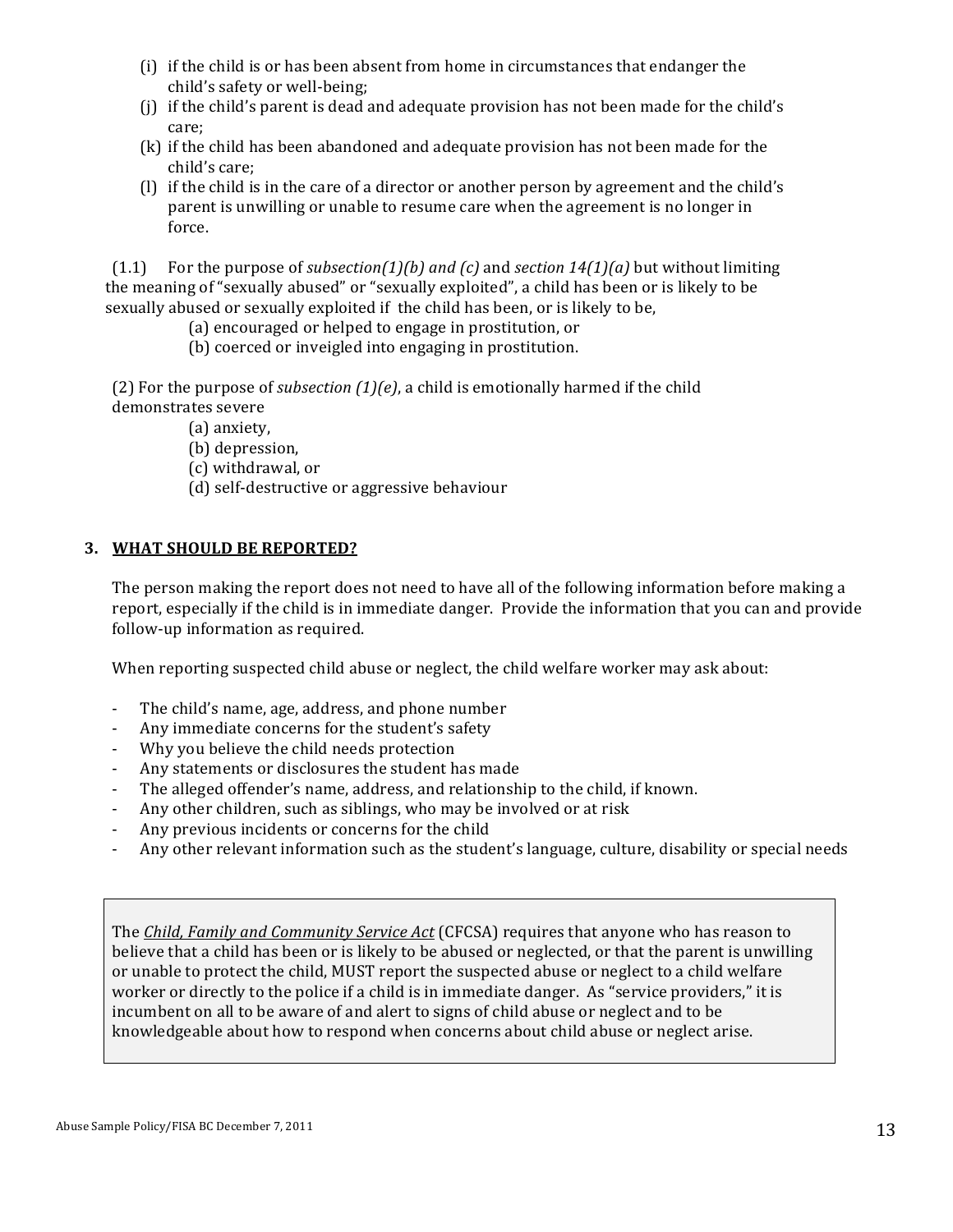(i) if the child is or has been absent from home in circumstances that endanger the child's safety or well-being;

(j) if the child's parent is dead and adequate provision has not been made for the child's care;

(k) if the child has been abandoned and adequate provision has not been made for the child's care;

(l) if the child is in the care of a director or another person by agreement and the child's parent is unwilling or unable to resume care when the agreement is no longer in force.

(1.1) For the purpose of *subsection(1)(b) and (c)* and *section 14(1)(a)* but without limiting the meaning of "sexually abused" or "sexually exploited", a child has been or is likely to be sexually abused or sexually exploited if the child has been, or is likely to be,

(a) encouraged or helped to engage in prostitution, or

(b) coerced or inveigled into engaging in prostitution.

(2) For the purpose of *subsection (1)(e)*, a child is emotionally harmed if the child demonstrates severe

(a) anxiety,

(b) depression,

(c) withdrawal, or

(d) self-destructive or aggressive behaviour

## 3. WHAT SHOULD BE REPORTED?

The person making the report does not need to have all of the following information before making a report, especially if the child is in immediate danger. Provide the information that you can and provide follow-up information as required.

When reporting suspected child abuse or neglect, the child welfare worker may ask about:

- The child's name, age, address, and phone number
- Any immediate concerns for the student's safety
- Why you believe the child needs protection
- Any statements or disclosures the student has made
- The alleged offender's name, address, and relationship to the child, if known.
- Any other children, such as siblings, who may be involved or at risk
- Any previous incidents or concerns for the child
- Any other relevant information such as the student's language, culture, disability or special needs

> The *Child, Family and Community Service Act* (CFCSA) requires that anyone who has reason to believe that a child has been or is likely to be abused or neglected, or that the parent is unwilling or unable to protect the child, MUST report the suspected abuse or neglect to a child welfare worker or directly to the police if a child is in immediate danger. As "service providers," it is incumbent on all to be aware of and alert to signs of child abuse or neglect and to be knowledgeable about how to respond when concerns about child abuse or neglect arise.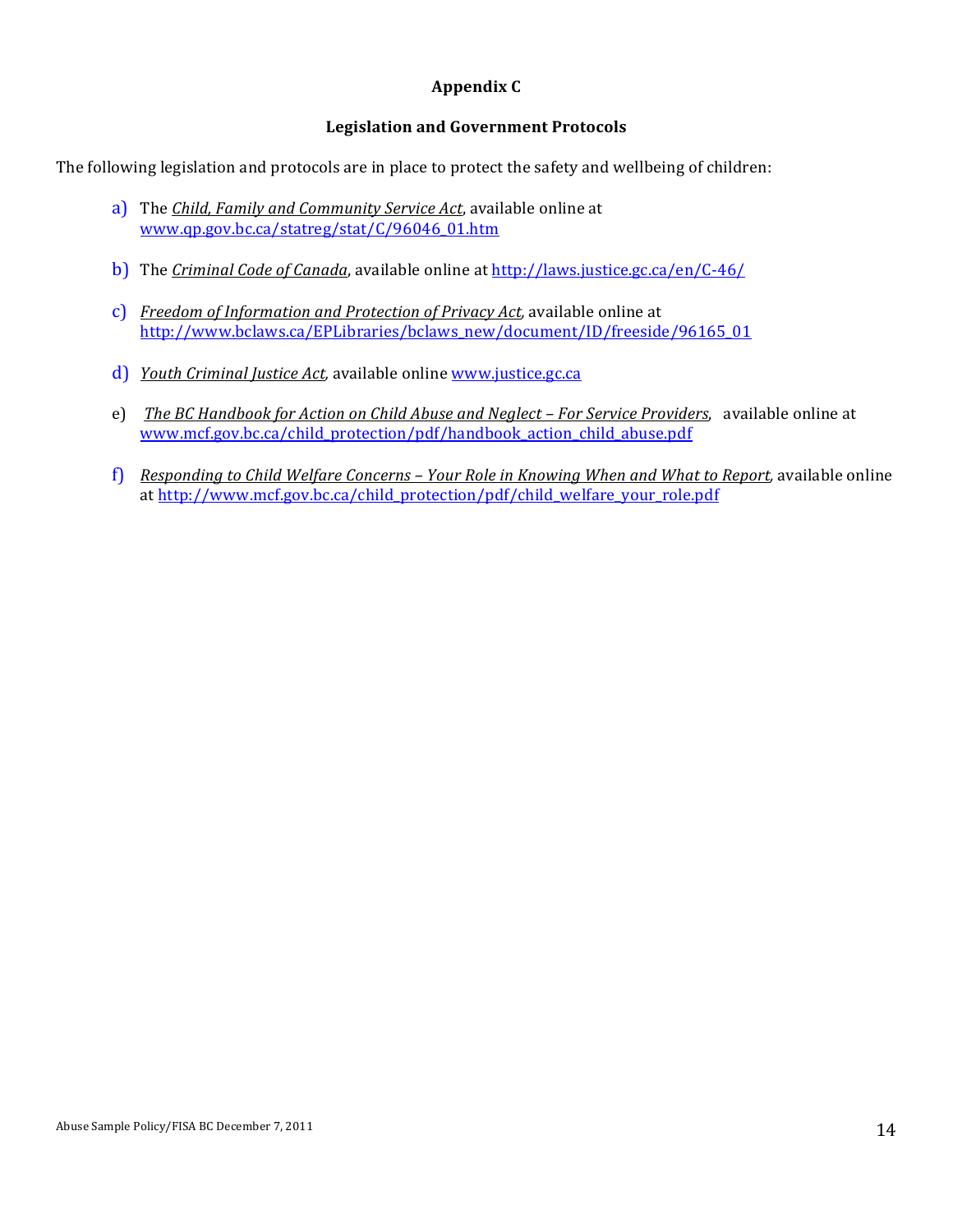## Appendix C

### Legislation and Government Protocols

The following legislation and protocols are in place to protect the safety and wellbeing of children:

a) The *Child, Family and Community Service Act*, available online at www.qp.gov.bc.ca/statreg/stat/C/96046_01.htm

b) The *Criminal Code of Canada*, available online at http://laws.justice.gc.ca/en/C-46/

c) *Freedom of Information and Protection of Privacy Act*, available online at http://www.bclaws.ca/EPLibraries/bclaws_new/document/ID/freeside/96165_01

d) *Youth Criminal Justice Act*, available online www.justice.gc.ca

e) *The BC Handbook for Action on Child Abuse and Neglect – For Service Providers*, available online at www.mcf.gov.bc.ca/child_protection/pdf/handbook_action_child_abuse.pdf

f) *Responding to Child Welfare Concerns – Your Role in Knowing When and What to Report*, available online at http://www.mcf.gov.bc.ca/child_protection/pdf/child_welfare_your_role.pdf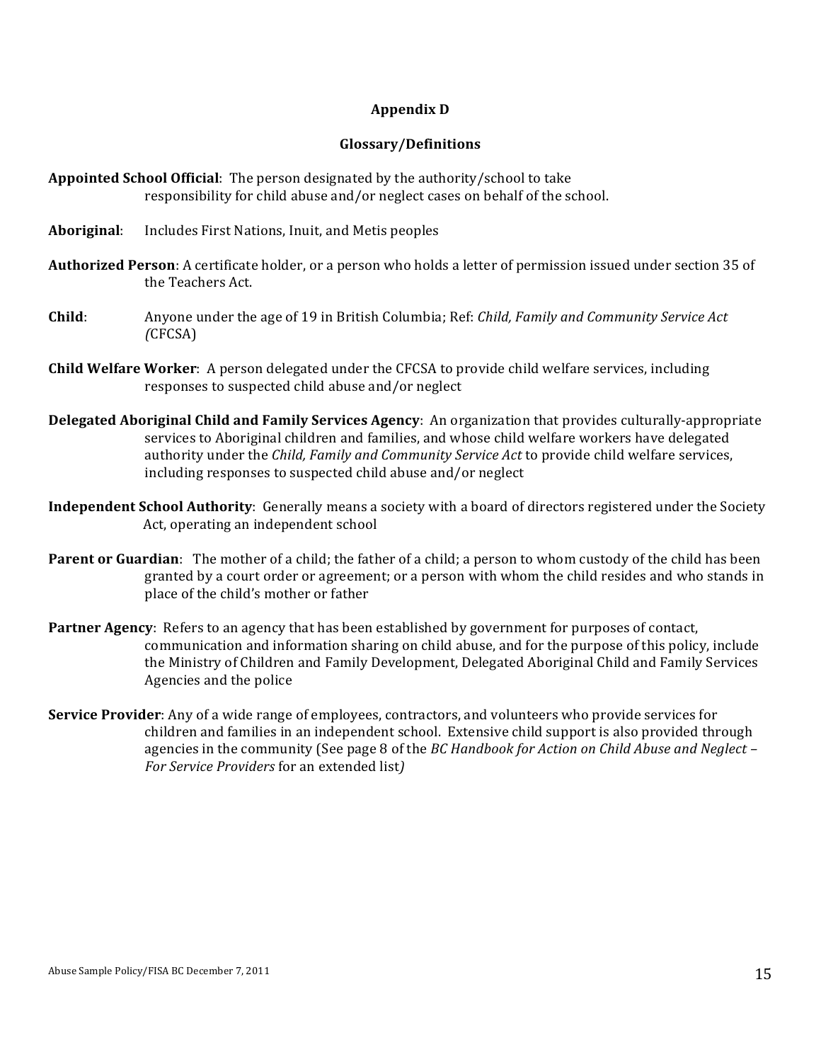## Appendix D

## Glossary/Definitions

**Appointed School Official**: The person designated by the authority/school to take responsibility for child abuse and/or neglect cases on behalf of the school.

**Aboriginal**: Includes First Nations, Inuit, and Metis peoples

**Authorized Person**: A certificate holder, or a person who holds a letter of permission issued under section 35 of the Teachers Act.

**Child**: Anyone under the age of 19 in British Columbia; Ref: *Child, Family and Community Service Act (*CFCSA)

**Child Welfare Worker**: A person delegated under the CFCSA to provide child welfare services, including responses to suspected child abuse and/or neglect

**Delegated Aboriginal Child and Family Services Agency**: An organization that provides culturally-appropriate services to Aboriginal children and families, and whose child welfare workers have delegated authority under the *Child, Family and Community Service Act* to provide child welfare services, including responses to suspected child abuse and/or neglect

**Independent School Authority**: Generally means a society with a board of directors registered under the Society Act, operating an independent school

**Parent or Guardian**: The mother of a child; the father of a child; a person to whom custody of the child has been granted by a court order or agreement; or a person with whom the child resides and who stands in place of the child's mother or father

**Partner Agency**: Refers to an agency that has been established by government for purposes of contact, communication and information sharing on child abuse, and for the purpose of this policy, include the Ministry of Children and Family Development, Delegated Aboriginal Child and Family Services Agencies and the police

**Service Provider**: Any of a wide range of employees, contractors, and volunteers who provide services for children and families in an independent school. Extensive child support is also provided through agencies in the community (See page 8 of the *BC Handbook for Action on Child Abuse and Neglect – For Service Providers* for an extended list*)*